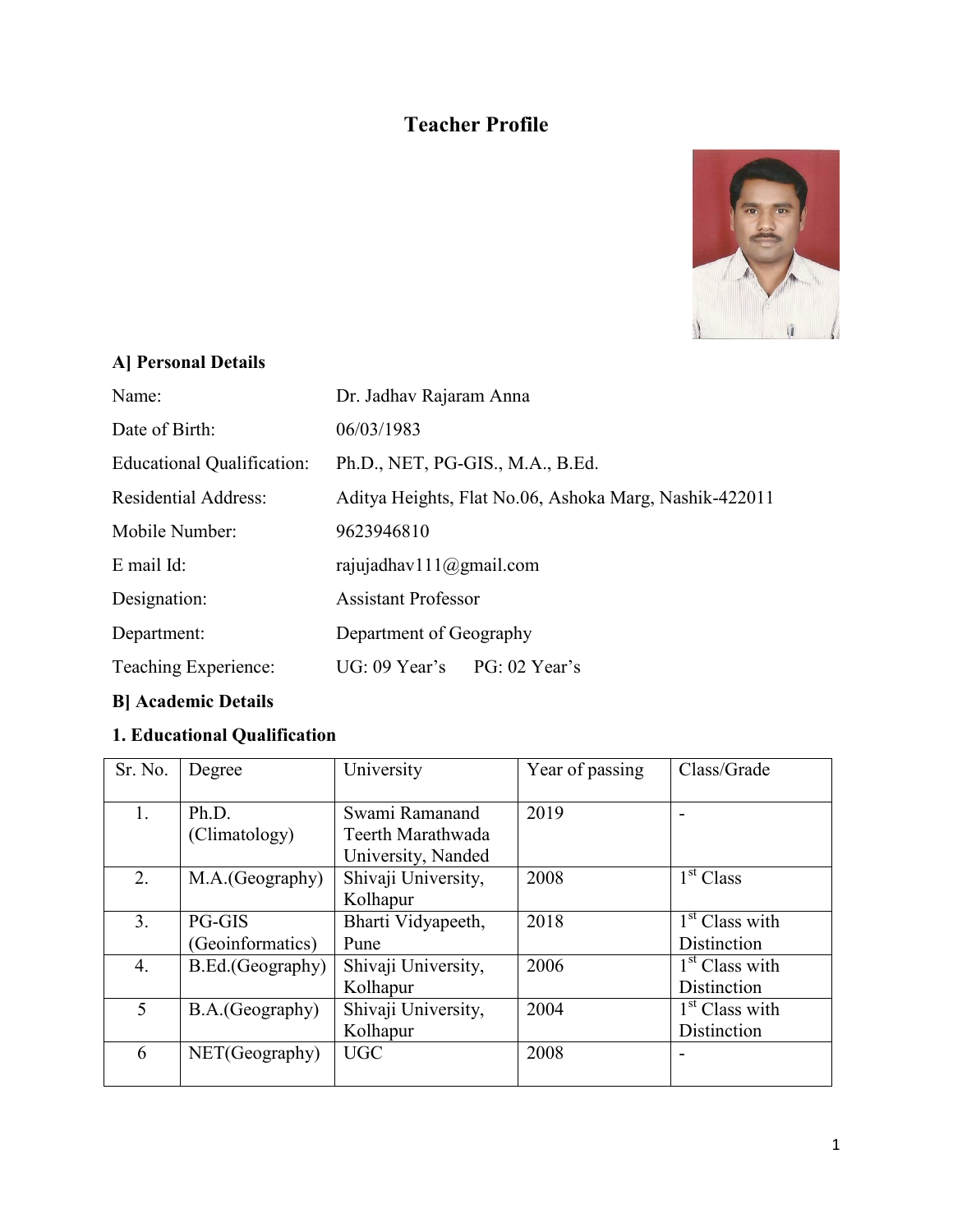# Teacher Profile

## A] Personal Details

| | |
|---|---|
| Name: | Dr. Jadhav Rajaram Anna |
| Date of Birth: | 06/03/1983 |
| Educational Qualification: | Ph.D., NET, PG-GIS., M.A., B.Ed. |
| Residential Address: | Aditya Heights, Flat No.06, Ashoka Marg, Nashik-422011 |
| Mobile Number: | 9623946810 |
| E mail Id: | rajujadhav111@gmail.com |
| Designation: | Assistant Professor |
| Department: | Department of Geography |
| Teaching Experience: | UG: 09 Year's PG: 02 Year's |

## B] Academic Details

### 1. Educational Qualification

| Sr. No. | Degree | University | Year of passing | Class/Grade |
|---|---|---|---|---|
| 1. | Ph.D. (Climatology) | Swami Ramanand Teerth Marathwada University, Nanded | 2019 | - |
| 2. | M.A.(Geography) | Shivaji University, Kolhapur | 2008 | 1st Class |
| 3. | PG-GIS (Geoinformatics) | Bharti Vidyapeeth, Pune | 2018 | 1st Class with Distinction |
| 4. | B.Ed.(Geography) | Shivaji University, Kolhapur | 2006 | 1st Class with Distinction |
| 5 | B.A.(Geography) | Shivaji University, Kolhapur | 2004 | 1st Class with Distinction |
| 6 | NET(Geography) | UGC | 2008 | - |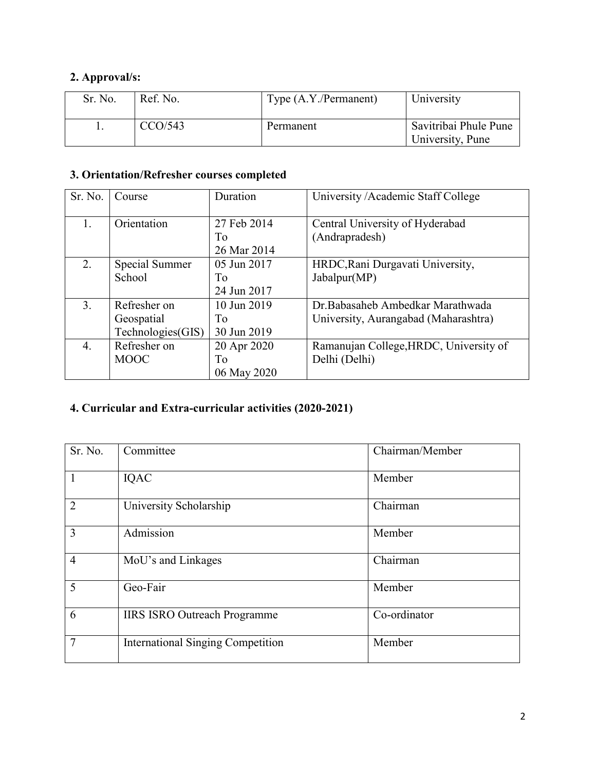**2. Approval/s:**

| Sr. No. | Ref. No. | Type (A.Y./Permanent) | University |
|---|---|---|---|
| 1. | CCO/543 | Permanent | Savitribai Phule Pune University, Pune |

**3. Orientation/Refresher courses completed**

| Sr. No. | Course | Duration | University /Academic Staff College |
|---|---|---|---|
| 1. | Orientation | 27 Feb 2014 To 26 Mar 2014 | Central University of Hyderabad (Andrapradesh) |
| 2. | Special Summer School | 05 Jun 2017 To 24 Jun 2017 | HRDC,Rani Durgavati University, Jabalpur(MP) |
| 3. | Refresher on Geospatial Technologies(GIS) | 10 Jun 2019 To 30 Jun 2019 | Dr.Babasaheb Ambedkar Marathwada University, Aurangabad (Maharashtra) |
| 4. | Refresher on MOOC | 20 Apr 2020 To 06 May 2020 | Ramanujan College,HRDC, University of Delhi (Delhi) |

**4. Curricular and Extra-curricular activities (2020-2021)**

| Sr. No. | Committee | Chairman/Member |
|---|---|---|
| 1 | IQAC | Member |
| 2 | University Scholarship | Chairman |
| 3 | Admission | Member |
| 4 | MoU's and Linkages | Chairman |
| 5 | Geo-Fair | Member |
| 6 | IIRS ISRO Outreach Programme | Co-ordinator |
| 7 | International Singing Competition | Member |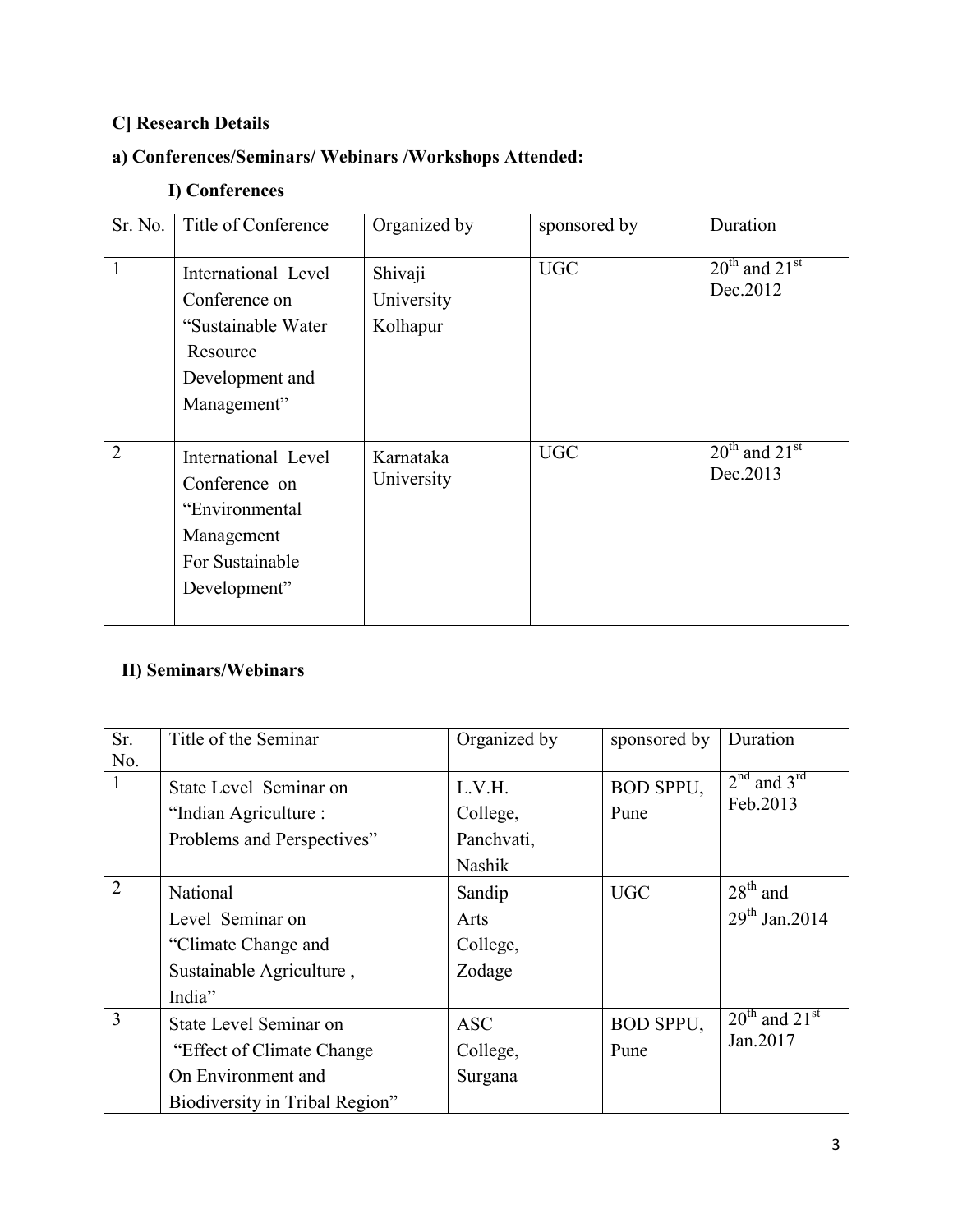### C] Research Details

### a) Conferences/Seminars/ Webinars /Workshops Attended:

#### I) Conferences

| Sr. No. | Title of Conference | Organized by | sponsored by | Duration |
|---|---|---|---|---|
| 1 | International Level Conference on "Sustainable Water Resource Development and Management" | Shivaji University Kolhapur | UGC | 20th and 21st Dec.2012 |
| 2 | International Level Conference on "Environmental Management For Sustainable Development" | Karnataka University | UGC | 20th and 21st Dec.2013 |

#### II) Seminars/Webinars

| Sr. No. | Title of the Seminar | Organized by | sponsored by | Duration |
|---|---|---|---|---|
| 1 | State Level Seminar on "Indian Agriculture : Problems and Perspectives" | L.V.H. College, Panchvati, Nashik | BOD SPPU, Pune | 2nd and 3rd Feb.2013 |
| 2 | National Level Seminar on "Climate Change and Sustainable Agriculture , India" | Sandip Arts College, Zodage | UGC | 28th and 29th Jan.2014 |
| 3 | State Level Seminar on "Effect of Climate Change On Environment and Biodiversity in Tribal Region" | ASC College, Surgana | BOD SPPU, Pune | 20th and 21st Jan.2017 |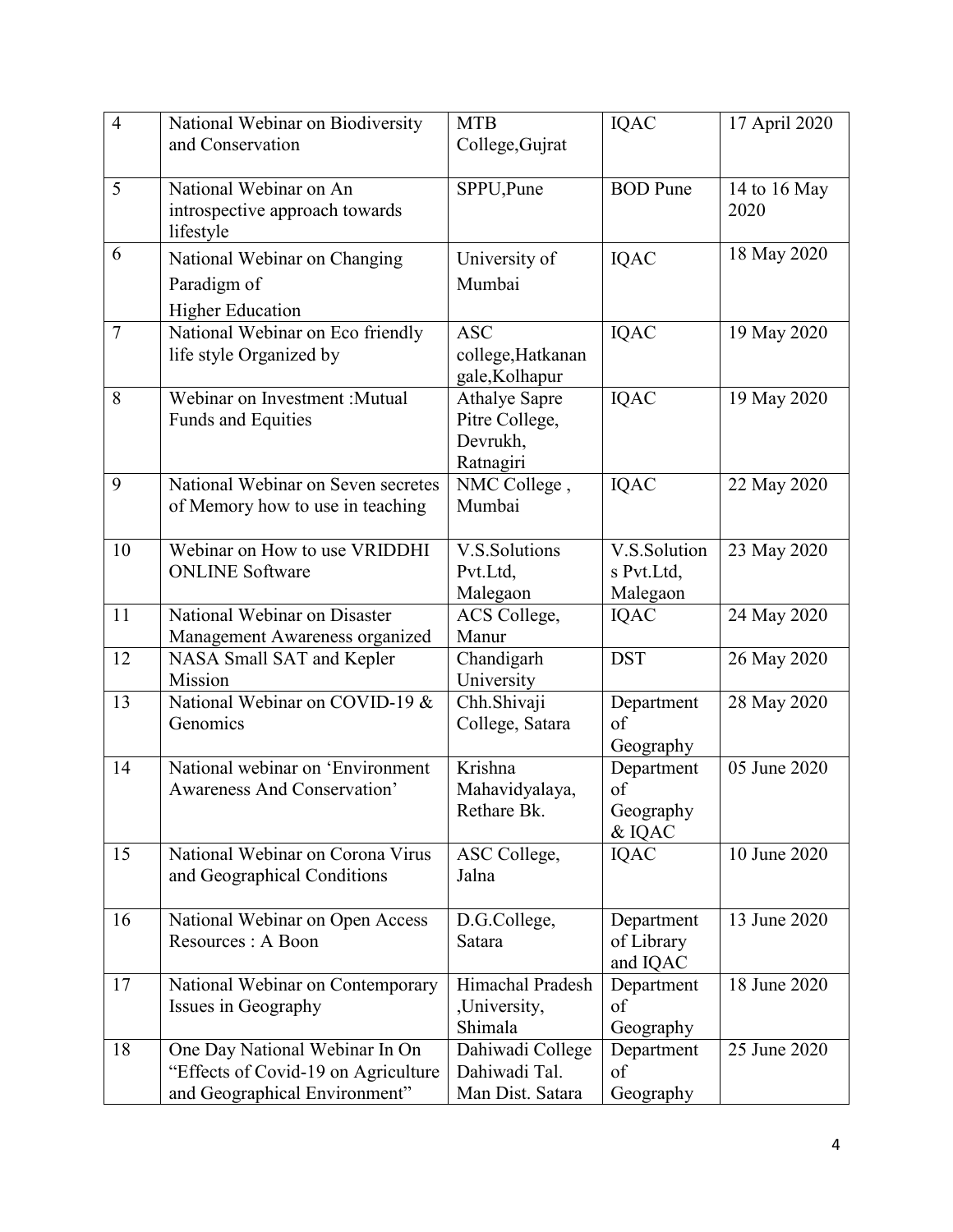| 4 | National Webinar on Biodiversity and Conservation | MTB College,Gujrat | IQAC | 17 April 2020 |
|---|---|---|---|---|
| 5 | National Webinar on An introspective approach towards lifestyle | SPPU,Pune | BOD Pune | 14 to 16 May 2020 |
| 6 | National Webinar on Changing Paradigm of Higher Education | University of Mumbai | IQAC | 18 May 2020 |
| 7 | National Webinar on Eco friendly life style Organized by | ASC college,Hatkanangale,Kolhapur | IQAC | 19 May 2020 |
| 8 | Webinar on Investment :Mutual Funds and Equities | Athalye Sapre Pitre College, Devrukh, Ratnagiri | IQAC | 19 May 2020 |
| 9 | National Webinar on Seven secretes of Memory how to use in teaching | NMC College , Mumbai | IQAC | 22 May 2020 |
| 10 | Webinar on How to use VRIDDHI ONLINE Software | V.S.Solutions Pvt.Ltd, Malegaon | V.S.Solutions Pvt.Ltd, Malegaon | 23 May 2020 |
| 11 | National Webinar on Disaster Management Awareness organized | ACS College, Manur | IQAC | 24 May 2020 |
| 12 | NASA Small SAT and Kepler Mission | Chandigarh University | DST | 26 May 2020 |
| 13 | National Webinar on COVID-19 & Genomics | Chh.Shivaji College, Satara | Department of Geography | 28 May 2020 |
| 14 | National webinar on 'Environment Awareness And Conservation' | Krishna Mahavidyalaya, Rethare Bk. | Department of Geography & IQAC | 05 June 2020 |
| 15 | National Webinar on Corona Virus and Geographical Conditions | ASC College, Jalna | IQAC | 10 June 2020 |
| 16 | National Webinar on Open Access Resources : A Boon | D.G.College, Satara | Department of Library and IQAC | 13 June 2020 |
| 17 | National Webinar on Contemporary Issues in Geography | Himachal Pradesh ,University, Shimala | Department of Geography | 18 June 2020 |
| 18 | One Day National Webinar In On "Effects of Covid-19 on Agriculture and Geographical Environment" | Dahiwadi College Dahiwadi Tal. Man Dist. Satara | Department of Geography | 25 June 2020 |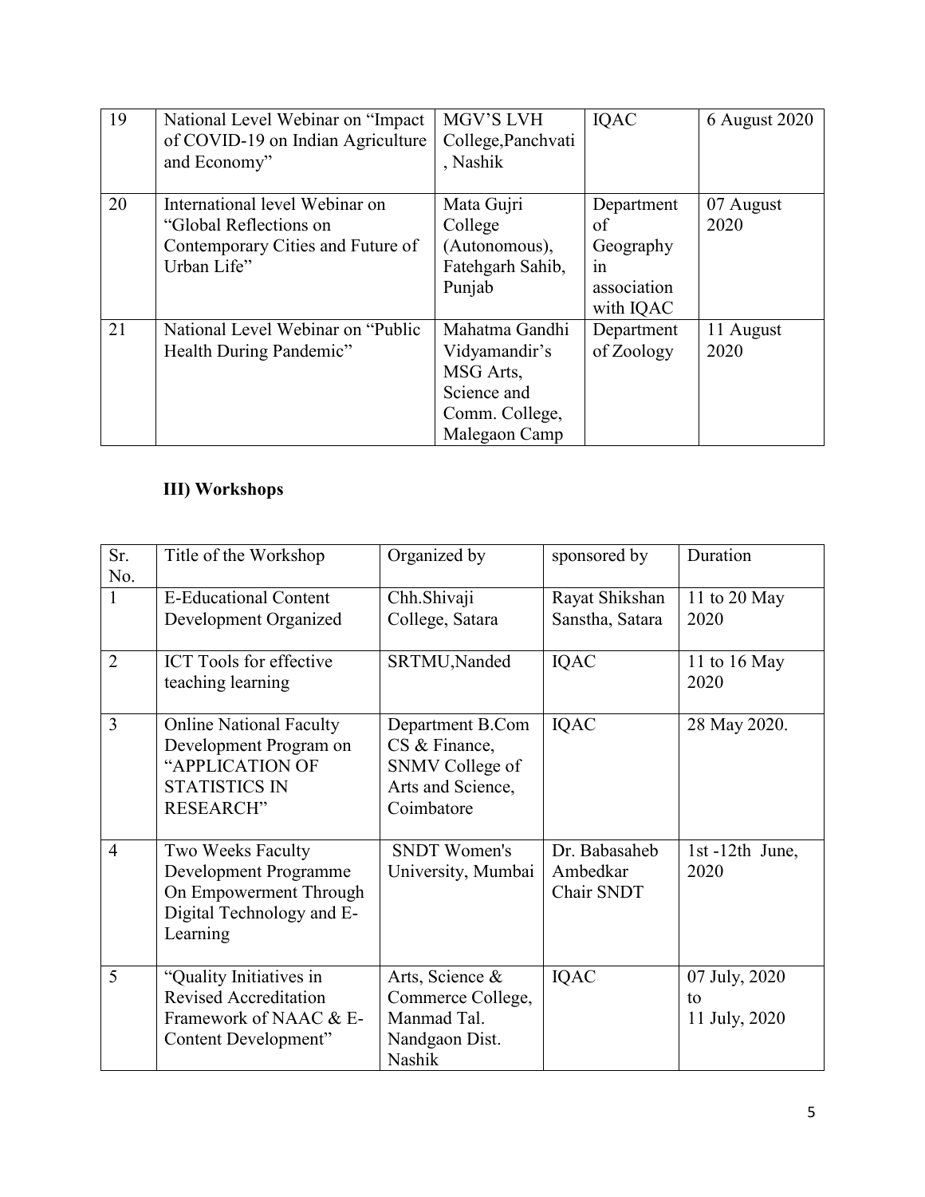| 19 | National Level Webinar on "Impact of COVID-19 on Indian Agriculture and Economy" | MGV'S LVH College,Panchvati , Nashik | IQAC | 6 August 2020 |
|---|---|---|---|---|
| 20 | International level Webinar on "Global Reflections on Contemporary Cities and Future of Urban Life" | Mata Gujri College (Autonomous), Fatehgarh Sahib, Punjab | Department of Geography in association with IQAC | 07 August 2020 |
| 21 | National Level Webinar on "Public Health During Pandemic" | Mahatma Gandhi Vidyamandir's MSG Arts, Science and Comm. College, Malegaon Camp | Department of Zoology | 11 August 2020 |

### III) Workshops

| Sr. No. | Title of the Workshop | Organized by | sponsored by | Duration |
|---|---|---|---|---|
| 1 | E-Educational Content Development Organized | Chh.Shivaji College, Satara | Rayat Shikshan Sanstha, Satara | 11 to 20 May 2020 |
| 2 | ICT Tools for effective teaching learning | SRTMU,Nanded | IQAC | 11 to 16 May 2020 |
| 3 | Online National Faculty Development Program on "APPLICATION OF STATISTICS IN RESEARCH" | Department B.Com CS & Finance, SNMV College of Arts and Science, Coimbatore | IQAC | 28 May 2020. |
| 4 | Two Weeks Faculty Development Programme On Empowerment Through Digital Technology and E-Learning | SNDT Women's University, Mumbai | Dr. Babasaheb Ambedkar Chair SNDT | 1st -12th June, 2020 |
| 5 | "Quality Initiatives in Revised Accreditation Framework of NAAC & E-Content Development" | Arts, Science & Commerce College, Manmad Tal. Nandgaon Dist. Nashik | IQAC | 07 July, 2020 to 11 July, 2020 |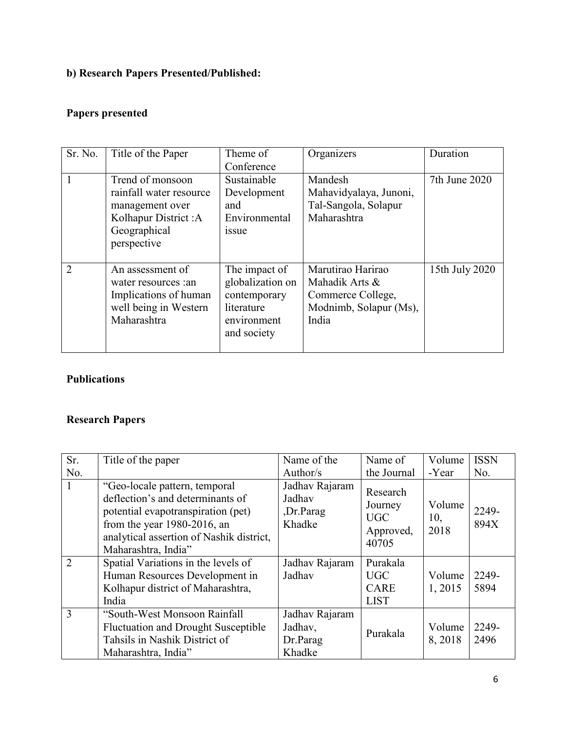**b) Research Papers Presented/Published:**

**Papers presented**

| Sr. No. | Title of the Paper | Theme of Conference | Organizers | Duration |
|---|---|---|---|---|
| 1 | Trend of monsoon rainfall water resource management over Kolhapur District :A Geographical perspective | Sustainable Development and Environmental issue | Mandesh Mahavidyalaya, Junoni, Tal-Sangola, Solapur Maharashtra | 7th June 2020 |
| 2 | An assessment of water resources :an Implications of human well being in Western Maharashtra | The impact of globalization on contemporary literature environment and society | Marutirao Harirao Mahadik Arts & Commerce College, Modnimb, Solapur (Ms), India | 15th July 2020 |

**Publications**

**Research Papers**

| Sr. No. | Title of the paper | Name of the Author/s | Name of the Journal | Volume -Year | ISSN No. |
|---|---|---|---|---|---|
| 1 | "Geo-locale pattern, temporal deflection's and determinants of potential evapotranspiration (pet) from the year 1980-2016, an analytical assertion of Nashik district, Maharashtra, India" | Jadhav Rajaram Jadhav ,Dr.Parag Khadke | Research Journey UGC Approved, 40705 | Volume 10, 2018 | 2249-894X |
| 2 | Spatial Variations in the levels of Human Resources Development in Kolhapur district of Maharashtra, India | Jadhav Rajaram Jadhav | Purakala UGC CARE LIST | Volume 1, 2015 | 2249-5894 |
| 3 | "South-West Monsoon Rainfall Fluctuation and Drought Susceptible Tahsils in Nashik District of Maharashtra, India" | Jadhav Rajaram Jadhav, Dr.Parag Khadke | Purakala | Volume 8, 2018 | 2249-2496 |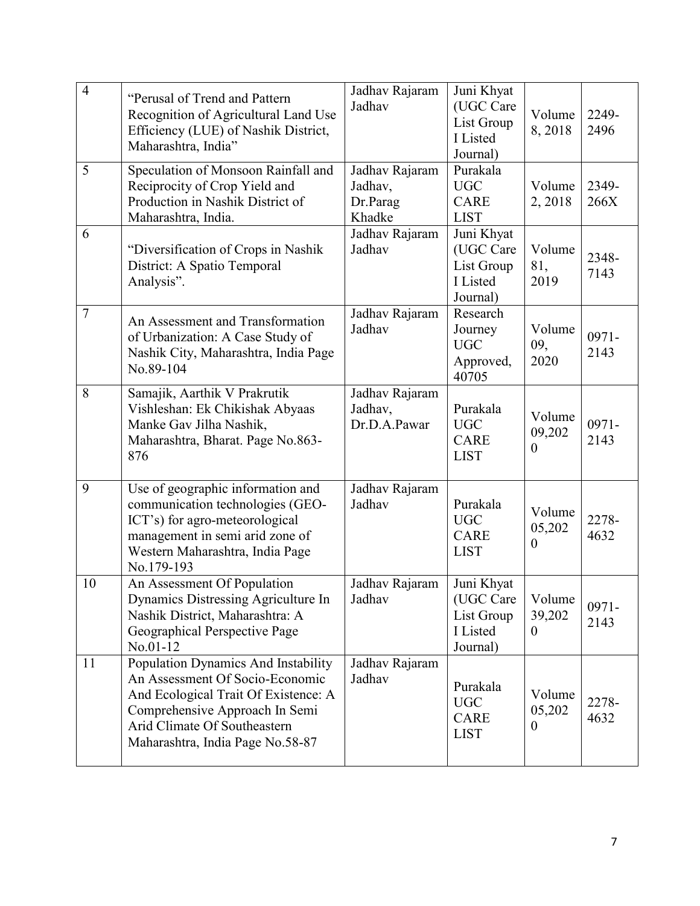| 4 | "Perusal of Trend and Pattern Recognition of Agricultural Land Use Efficiency (LUE) of Nashik District, Maharashtra, India" | Jadhav Rajaram Jadhav | Juni Khyat (UGC Care List Group I Listed Journal) | Volume 8, 2018 | 2249-2496 |
|---|---|---|---|---|---|
| 5 | Speculation of Monsoon Rainfall and Reciprocity of Crop Yield and Production in Nashik District of Maharashtra, India. | Jadhav Rajaram Jadhav, Dr.Parag Khadke | Purakala UGC CARE LIST | Volume 2, 2018 | 2349-266X |
| 6 | "Diversification of Crops in Nashik District: A Spatio Temporal Analysis". | Jadhav Rajaram Jadhav | Juni Khyat (UGC Care List Group I Listed Journal) | Volume 81, 2019 | 2348-7143 |
| 7 | An Assessment and Transformation of Urbanization: A Case Study of Nashik City, Maharashtra, India Page No.89-104 | Jadhav Rajaram Jadhav | Research Journey UGC Approved, 40705 | Volume 09, 2020 | 0971-2143 |
| 8 | Samajik, Aarthik V Prakrutik Vishleshan: Ek Chikishak Abyaas Manke Gav Jilha Nashik, Maharashtra, Bharat. Page No.863-876 | Jadhav Rajaram Jadhav, Dr.D.A.Pawar | Purakala UGC CARE LIST | Volume 09,2020 | 0971-2143 |
| 9 | Use of geographic information and communication technologies (GEO-ICT's) for agro-meteorological management in semi arid zone of Western Maharashtra, India Page No.179-193 | Jadhav Rajaram Jadhav | Purakala UGC CARE LIST | Volume 05,2020 | 2278-4632 |
| 10 | An Assessment Of Population Dynamics Distressing Agriculture In Nashik District, Maharashtra: A Geographical Perspective Page No.01-12 | Jadhav Rajaram Jadhav | Juni Khyat (UGC Care List Group I Listed Journal) | Volume 39,2020 | 0971-2143 |
| 11 | Population Dynamics And Instability An Assessment Of Socio-Economic And Ecological Trait Of Existence: A Comprehensive Approach In Semi Arid Climate Of Southeastern Maharashtra, India Page No.58-87 | Jadhav Rajaram Jadhav | Purakala UGC CARE LIST | Volume 05,2020 | 2278-4632 |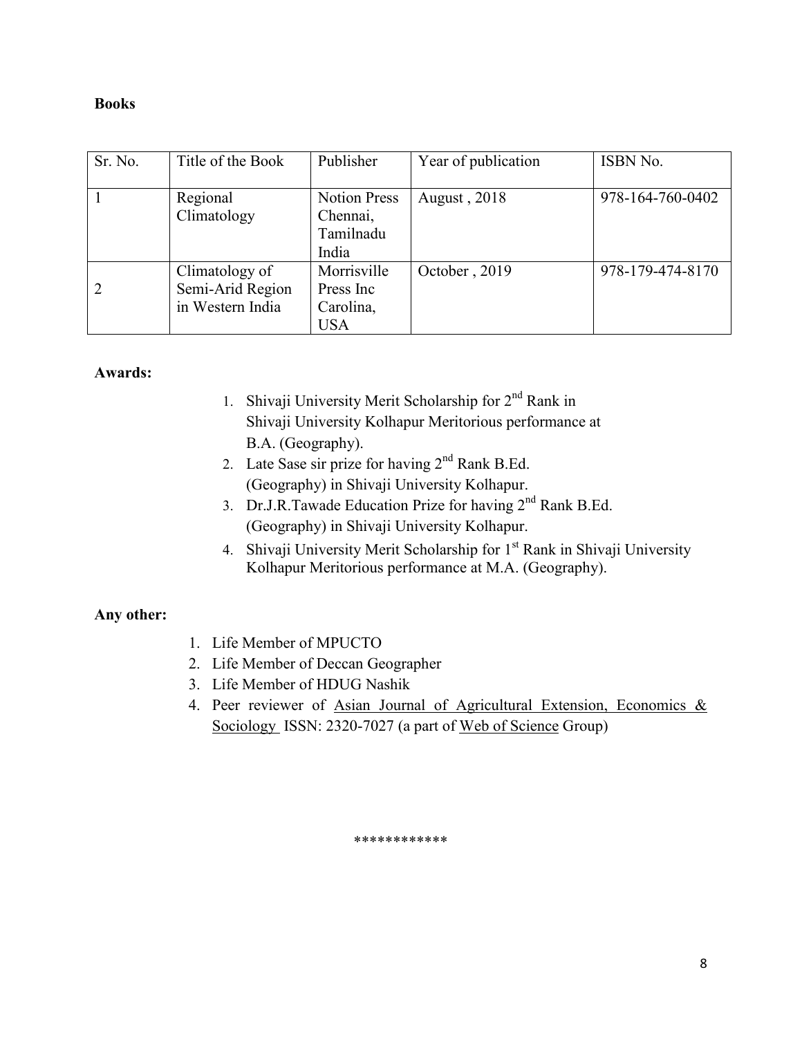**Books**

| Sr. No. | Title of the Book | Publisher | Year of publication | ISBN No. |
|---|---|---|---|---|
| 1 | Regional Climatology | Notion Press Chennai, Tamilnadu India | August , 2018 | 978-164-760-0402 |
| 2 | Climatology of Semi-Arid Region in Western India | Morrisville Press Inc Carolina, USA | October , 2019 | 978-179-474-8170 |

**Awards:**

1. Shivaji University Merit Scholarship for 2nd Rank in Shivaji University Kolhapur Meritorious performance at B.A. (Geography).
2. Late Sase sir prize for having 2nd Rank B.Ed. (Geography) in Shivaji University Kolhapur.
3. Dr.J.R.Tawade Education Prize for having 2nd Rank B.Ed. (Geography) in Shivaji University Kolhapur.
4. Shivaji University Merit Scholarship for 1st Rank in Shivaji University Kolhapur Meritorious performance at M.A. (Geography).

**Any other:**

1. Life Member of MPUCTO
2. Life Member of Deccan Geographer
3. Life Member of HDUG Nashik
4. Peer reviewer of Asian Journal of Agricultural Extension, Economics & Sociology ISSN: 2320-7027 (a part of Web of Science Group)

************